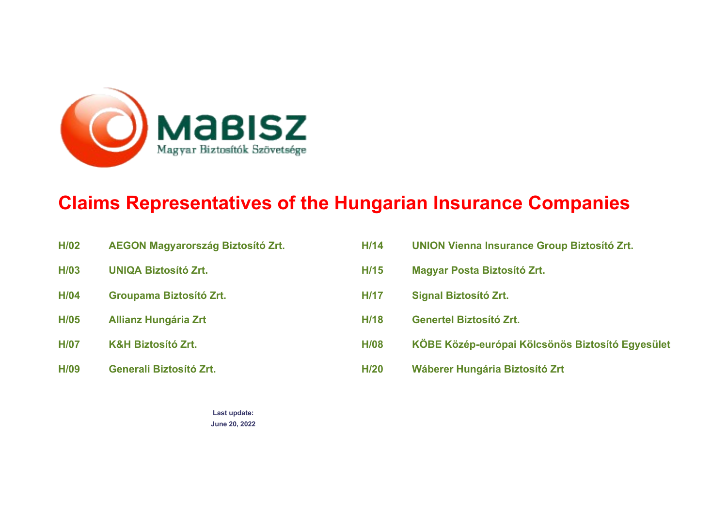MABISZ

Magyar Biztosítók Szövetsége

# Claims Representatives of the Hungarian Insurance Companies

| | | | |
|---|---|---|---|
| **H/02** | **AEGON Magyarország Biztosító Zrt.** | **H/14** | **UNION Vienna Insurance Group Biztosító Zrt.** |
| **H/03** | **UNIQA Biztosító Zrt.** | **H/15** | **Magyar Posta Biztosító Zrt.** |
| **H/04** | **Groupama Biztosító Zrt.** | **H/17** | **Signal Biztosító Zrt.** |
| **H/05** | **Allianz Hungária Zrt** | **H/18** | **Genertel Biztosító Zrt.** |
| **H/07** | **K&H Biztosító Zrt.** | **H/08** | **KÖBE Közép-európai Kölcsönös Biztosító Egyesület** |
| **H/09** | **Generali Biztosító Zrt.** | **H/20** | **Wáberer Hungária Biztosító Zrt** |

**Last update:**
**June 20, 2022**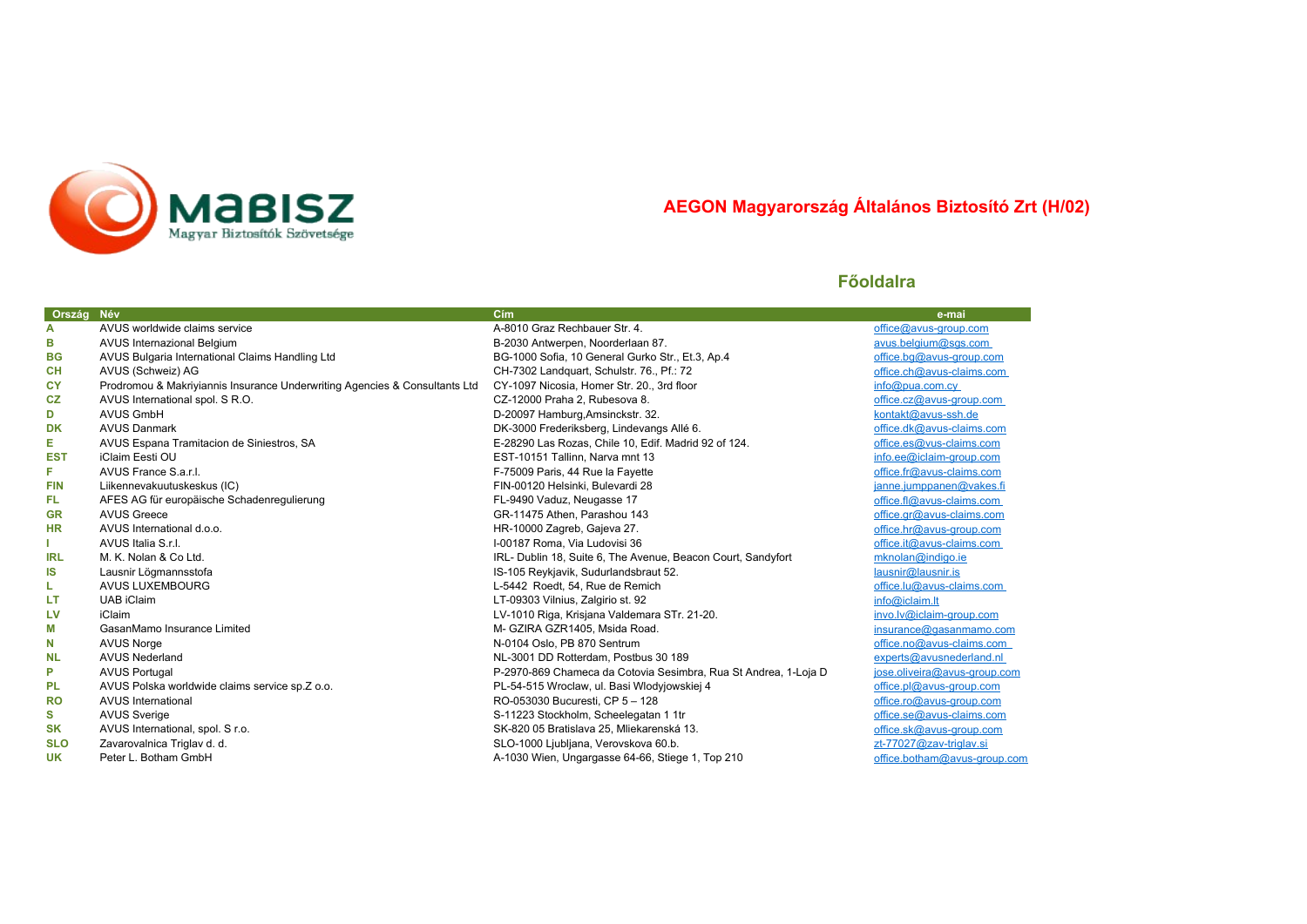# AEGON Magyarország Általános Biztosító Zrt (H/02)

## Főoldalra

| Ország | Név | Cím | e-mai |
|---|---|---|---|
| A | AVUS worldwide claims service | A-8010 Graz Rechbauer Str. 4. | office@avus-group.com |
| B | AVUS Internazional Belgium | B-2030 Antwerpen, Noorderlaan 87. | avus.belgium@sgs.com |
| BG | AVUS Bulgaria International Claims Handling Ltd | BG-1000 Sofia, 10 General Gurko Str., Et.3, Ap.4 | office.bg@avus-group.com |
| CH | AVUS (Schweiz) AG | CH-7302 Landquart, Schulstr. 76., Pf.: 72 | office.ch@avus-claims.com |
| CY | Prodromou & Makriyiannis Insurance Underwriting Agencies & Consultants Ltd | CY-1097 Nicosia, Homer Str. 20., 3rd floor | info@pua.com.cy |
| CZ | AVUS International spol. S R.O. | CZ-12000 Praha 2, Rubesova 8. | office.cz@avus-group.com |
| D | AVUS GmbH | D-20097 Hamburg,Amsinckstr. 32. | kontakt@avus-ssh.de |
| DK | AVUS Danmark | DK-3000 Frederiksberg, Lindevangs Allé 6. | office.dk@avus-claims.com |
| E | AVUS Espana Tramitacion de Siniestros, SA | E-28290 Las Rozas, Chile 10, Edif. Madrid 92 of 124. | office.es@vus-claims.com |
| EST | iClaim Eesti OU | EST-10151 Tallinn, Narva mnt 13 | info.ee@iclaim-group.com |
| F | AVUS France S.a.r.l. | F-75009 Paris, 44 Rue la Fayette | office.fr@avus-claims.com |
| FIN | Liikennevakuutuskeskus (IC) | FIN-00120 Helsinki, Bulevardi 28 | janne.jumppanen@vakes.fi |
| FL | AFES AG für europäische Schadenregulierung | FL-9490 Vaduz, Neugasse 17 | office.fl@avus-claims.com |
| GR | AVUS Greece | GR-11475 Athen, Parashou 143 | office.gr@avus-claims.com |
| HR | AVUS International d.o.o. | HR-10000 Zagreb, Gajeva 27. | office.hr@avus-group.com |
| I | AVUS Italia S.r.l. | I-00187 Roma, Via Ludovisi 36 | office.it@avus-claims.com |
| IRL | M. K. Nolan & Co Ltd. | IRL- Dublin 18, Suite 6, The Avenue, Beacon Court, Sandyfort | mknolan@indigo.ie |
| IS | Lausnir Lögmannsstofa | IS-105 Reykjavik, Sudurlandsbraut 52. | lausnir@lausnir.is |
| L | AVUS LUXEMBOURG | L-5442 Roedt, 54, Rue de Remich | office.lu@avus-claims.com |
| LT | UAB iClaim | LT-09303 Vilnius, Zalgirio st. 92 | info@iclaim.lt |
| LV | iClaim | LV-1010 Riga, Krisjana Valdemara STr. 21-20. | invo.lv@iclaim-group.com |
| M | GasanMamo Insurance Limited | M- GZIRA GZR1405, Msida Road. | insurance@gasanmamo.com |
| N | AVUS Norge | N-0104 Oslo, PB 870 Sentrum | office.no@avus-claims.com |
| NL | AVUS Nederland | NL-3001 DD Rotterdam, Postbus 30 189 | experts@avusnederland.nl |
| P | AVUS Portugal | P-2970-869 Chameca da Cotovia Sesimbra, Rua St Andrea, 1-Loja D | jose.oliveira@avus-group.com |
| PL | AVUS Polska worldwide claims service sp.Z o.o. | PL-54-515 Wroclaw, ul. Basi Wlodyjowskiej 4 | office.pl@avus-group.com |
| RO | AVUS International | RO-053030 Bucuresti, CP 5 – 128 | office.ro@avus-group.com |
| S | AVUS Sverige | S-11223 Stockholm, Scheelegatan 1 1tr | office.se@avus-claims.com |
| SK | AVUS International, spol. S r.o. | SK-820 05 Bratislava 25, Mliekarenská 13. | office.sk@avus-group.com |
| SLO | Zavarovalnica Triglav d. d. | SLO-1000 Ljubljana, Verovskova 60.b. | zt-77027@zav-triglav.si |
| UK | Peter L. Botham GmbH | A-1030 Wien, Ungargasse 64-66, Stiege 1, Top 210 | office.botham@avus-group.com |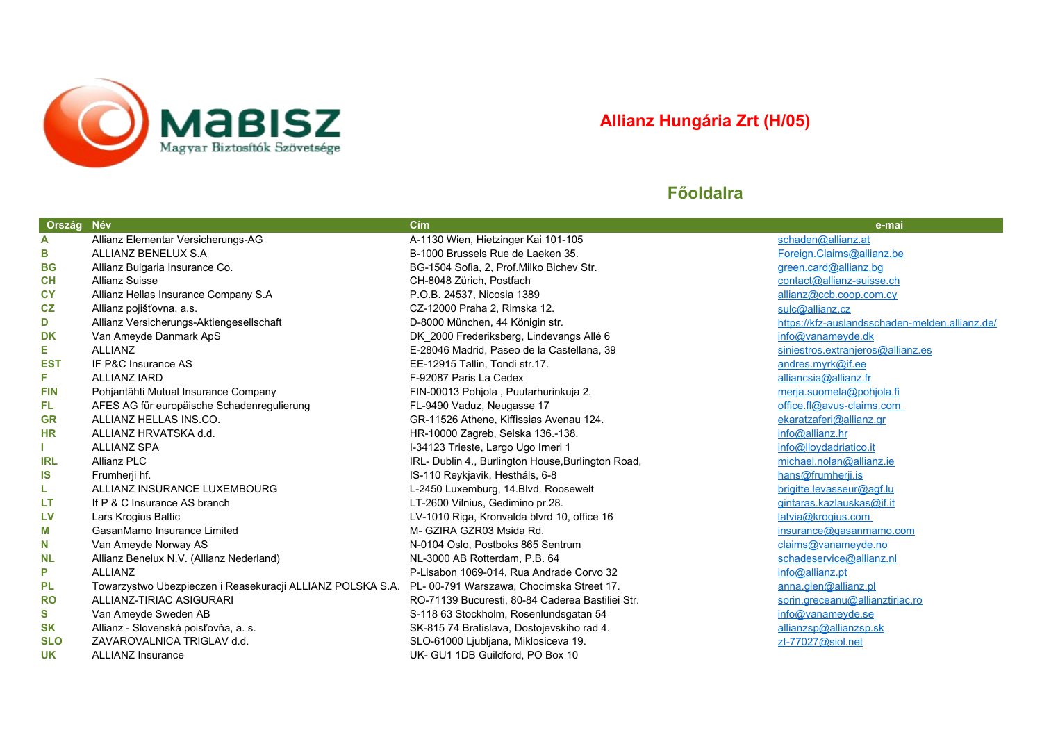MaBISZ
Magyar Biztosítók Szövetsége

# Allianz Hungária Zrt (H/05)

## Főoldalra

| Ország | Név | Cím | e-mai |
|---|---|---|---|
| A | Allianz Elementar Versicherungs-AG | A-1130 Wien, Hietzinger Kai 101-105 | schaden@allianz.at |
| B | ALLIANZ BENELUX S.A | B-1000 Brussels Rue de Laeken 35. | Foreign.Claims@allianz.be |
| BG | Allianz Bulgaria Insurance Co. | BG-1504 Sofia, 2, Prof.Milko Bichev Str. | green.card@allianz.bg |
| CH | Allianz Suisse | CH-8048 Zürich, Postfach | contact@allianz-suisse.ch |
| CY | Allianz Hellas Insurance Company S.A | P.O.B. 24537, Nicosia 1389 | allianz@ccb.coop.com.cy |
| CZ | Allianz pojišťovna, a.s. | CZ-12000 Praha 2, Rimska 12. | sulc@allianz.cz |
| D | Allianz Versicherungs-Aktiengesellschaft | D-8000 München, 44 Königin str. | https://kfz-auslandsschaden-melden.allianz.de/ |
| DK | Van Ameyde Danmark ApS | DK_2000 Frederiksberg, Lindevangs Allé 6 | info@vanameyde.dk |
| E | ALLIANZ | E-28046 Madrid, Paseo de la Castellana, 39 | siniestros.extranjeros@allianz.es |
| EST | IF P&C Insurance AS | EE-12915 Tallin, Tondi str.17. | andres.myrk@if.ee |
| F | ALLIANZ IARD | F-92087 Paris La Cedex | alliancsia@allianz.fr |
| FIN | Pohjantähti Mutual Insurance Company | FIN-00013 Pohjola , Puutarhurinkuja 2. | merja.suomela@pohjola.fi |
| FL | AFES AG für europäische Schadenregulierung | FL-9490 Vaduz, Neugasse 17 | office.fl@avus-claims.com |
| GR | ALLIANZ HELLAS INS.CO. | GR-11526 Athene, Kiffissias Avenau 124. | ekaratzaferi@allianz.gr |
| HR | ALLIANZ HRVATSKA d.d. | HR-10000 Zagreb, Selska 136.-138. | info@allianz.hr |
| I | ALLIANZ SPA | I-34123 Trieste, Largo Ugo Irneri 1 | info@lloydadriatico.it |
| IRL | Allianz PLC | IRL- Dublin 4., Burlington House,Burlington Road, | michael.nolan@allianz.ie |
| IS | Frumherji hf. | IS-110 Reykjavik, Hestháls, 6-8 | hans@frumherji.is |
| L | ALLIANZ INSURANCE LUXEMBOURG | L-2450 Luxemburg, 14.Blvd. Roosewelt | brigitte.levasseur@agf.lu |
| LT | If P & C Insurance AS branch | LT-2600 Vilnius, Gedimino pr.28. | gintaras.kazlauskas@if.lt |
| LV | Lars Krogius Baltic | LV-1010 Riga, Kronvalda blvrd 10, office 16 | latvia@krogius.com |
| M | GasanMamo Insurance Limited | M- GZIRA GZR03 Msida Rd. | insurance@gasanmamo.com |
| N | Van Ameyde Norway AS | N-0104 Oslo, Postboks 865 Sentrum | claims@vanameyde.no |
| NL | Allianz Benelux N.V. (Allianz Nederland) | NL-3000 AB Rotterdam, P.B. 64 | schadeservice@allianz.nl |
| P | ALLIANZ | P-Lisabon 1069-014, Rua Andrade Corvo 32 | info@allianz.pt |
| PL | Towarzystwo Ubezpieczen i Reasekuracji ALLIANZ POLSKA S.A. | PL- 00-791 Warszawa, Chocimska Street 17. | anna.glen@allianz.pl |
| RO | ALLIANZ-TIRIAC ASIGURARI | RO-71139 Bucuresti, 80-84 Caderea Bastiliei Str. | sorin.greceanu@allianztiriac.ro |
| S | Van Ameyde Sweden AB | S-118 63 Stockholm, Rosenlundsgatan 54 | info@vanameyde.se |
| SK | Allianz - Slovenská poisťovňa, a. s. | SK-815 74 Bratislava, Dostojevskiho rad 4. | allianzsp@allianzsp.sk |
| SLO | ZAVAROVALNICA TRIGLAV d.d. | SLO-61000 Ljubljana, Miklosiceva 19. | zt-77027@siol.net |
| UK | ALLIANZ Insurance | UK- GU1 1DB Guildford, PO Box 10 | |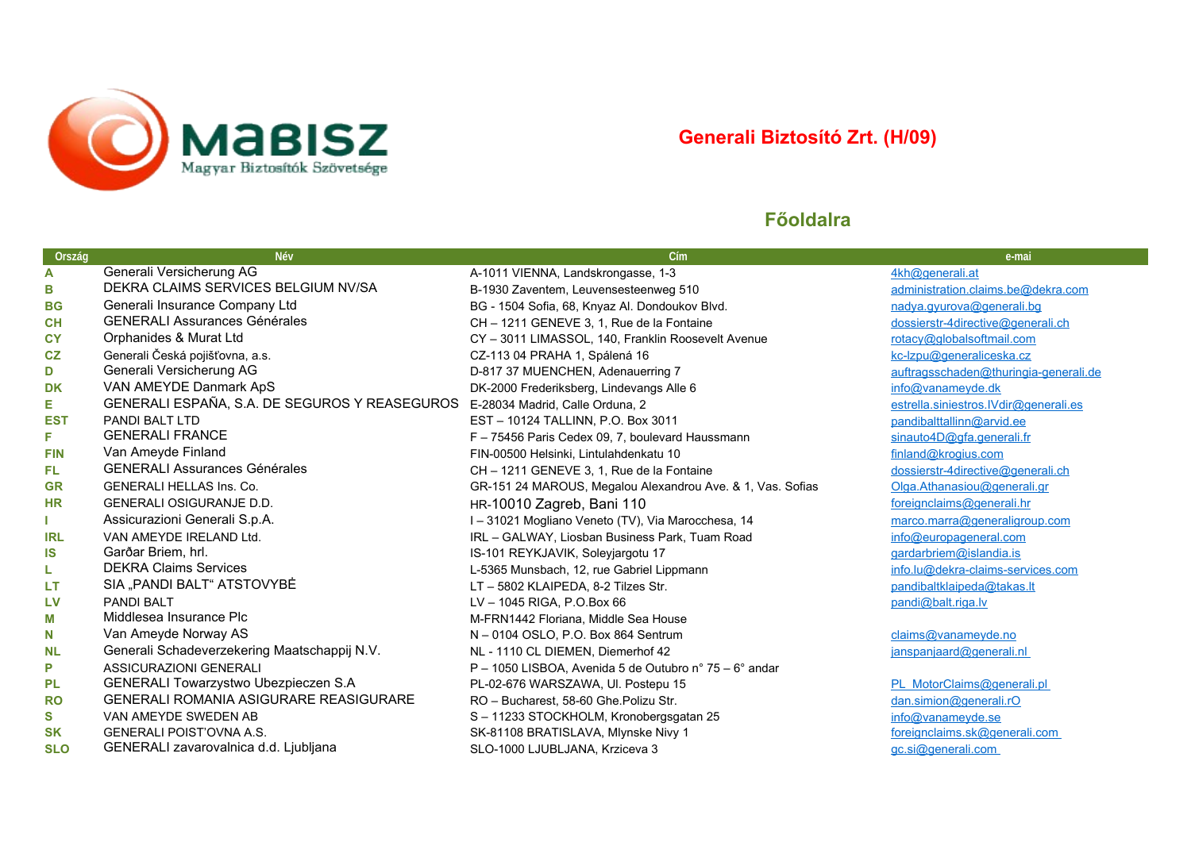MaBISZ
Magyar Biztosítók Szövetsége

## Generali Biztosító Zrt. (H/09)

### Főoldalra

| Ország | Név | Cím | e-mai |
|---|---|---|---|
| A | Generali Versicherung AG | A-1011 VIENNA, Landskrongasse, 1-3 | 4kh@generali.at |
| B | DEKRA CLAIMS SERVICES BELGIUM NV/SA | B-1930 Zaventem, Leuvensesteenweg 510 | administration.claims.be@dekra.com |
| BG | Generali Insurance Company Ltd | BG - 1504 Sofia, 68, Knyaz Al. Dondoukov Blvd. | nadya.gyurova@generali.bg |
| CH | GENERALI Assurances Générales | CH – 1211 GENEVE 3, 1, Rue de la Fontaine | dossierstr-4directive@generali.ch |
| CY | Orphanides & Murat Ltd | CY – 3011 LIMASSOL, 140, Franklin Roosevelt Avenue | rotacy@globalsoftmail.com |
| CZ | Generali Česká pojišťovna, a.s. | CZ-113 04 PRAHA 1, Spálená 16 | kc-lzpu@generaliceska.cz |
| D | Generali Versicherung AG | D-817 37 MUENCHEN, Adenauerring 7 | auftragsschaden@thuringia-generali.de |
| DK | VAN AMEYDE Danmark ApS | DK-2000 Frederiksberg, Lindevangs Alle 6 | info@vanameyde.dk |
| E | GENERALI ESPAÑA, S.A. DE SEGUROS Y REASEGUROS | E-28034 Madrid, Calle Orduna, 2 | estrella.siniestros.IVdir@generali.es |
| EST | PANDI BALT LTD | EST – 10124 TALLINN, P.O. Box 3011 | pandibalttallinn@arvid.ee |
| F | GENERALI FRANCE | F – 75456 Paris Cedex 09, 7, boulevard Haussmann | sinauto4D@gfa.generali.fr |
| FIN | Van Ameyde Finland | FIN-00500 Helsinki, Lintulahdenkatu 10 | finland@krogius.com |
| FL | GENERALI Assurances Générales | CH – 1211 GENEVE 3, 1, Rue de la Fontaine | dossierstr-4directive@generali.ch |
| GR | GENERALI HELLAS Ins. Co. | GR-151 24 MAROUS, Megalou Alexandrou Ave. & 1, Vas. Sofias | Olga.Athanasiou@generali.gr |
| HR | GENERALI OSIGURANJE D.D. | HR-10010 Zagreb, Bani 110 | foreignclaims@generali.hr |
| I | Assicurazioni Generali S.p.A. | I – 31021 Mogliano Veneto (TV), Via Marocchesa, 14 | marco.marra@generaligroup.com |
| IRL | VAN AMEYDE IRELAND Ltd. | IRL – GALWAY, Liosban Business Park, Tuam Road | info@europageneral.com |
| IS | Garðar Briem, hrl. | IS-101 REYKJAVIK, Soleyjargotu 17 | gardarbriem@islandia.is |
| L | DEKRA Claims Services | L-5365 Munsbach, 12, rue Gabriel Lippmann | info.lu@dekra-claims-services.com |
| LT | SIA „PANDI BALT" ATSTOVYBĖ | LT – 5802 KLAIPEDA, 8-2 Tilzes Str. | pandibaltklaipeda@takas.lt |
| LV | PANDI BALT | LV – 1045 RIGA, P.O.Box 66 | pandi@balt.riga.lv |
| M | Middlesea Insurance Plc | M-FRN1442 Floriana, Middle Sea House | |
| N | Van Ameyde Norway AS | N – 0104 OSLO, P.O. Box 864 Sentrum | claims@vanameyde.no |
| NL | Generali Schadeverzekering Maatschappij N.V. | NL - 1110 CL DIEMEN, Diemerhof 42 | janspanjaard@generali.nl |
| P | ASSICURAZIONI GENERALI | P – 1050 LISBOA, Avenida 5 de Outubro n° 75 – 6° andar | |
| PL | GENERALI Towarzystwo Ubezpieczen S.A | PL-02-676 WARSZAWA, Ul. Postepu 15 | PL_MotorClaims@generali.pl |
| RO | GENERALI ROMANIA ASIGURARE REASIGURARE | RO – Bucharest, 58-60 Ghe.Polizu Str. | dan.simion@generali.rO |
| S | VAN AMEYDE SWEDEN AB | S – 11233 STOCKHOLM, Kronobergsgatan 25 | info@vanameyde.se |
| SK | GENERALI POIST'OVNA A.S. | SK-81108 BRATISLAVA, Mlynske Nivy 1 | foreignclaims.sk@generali.com |
| SLO | GENERALI zavarovalnica d.d. Ljubljana | SLO-1000 LJUBLJANA, Krziceva 3 | gc.si@generali.com |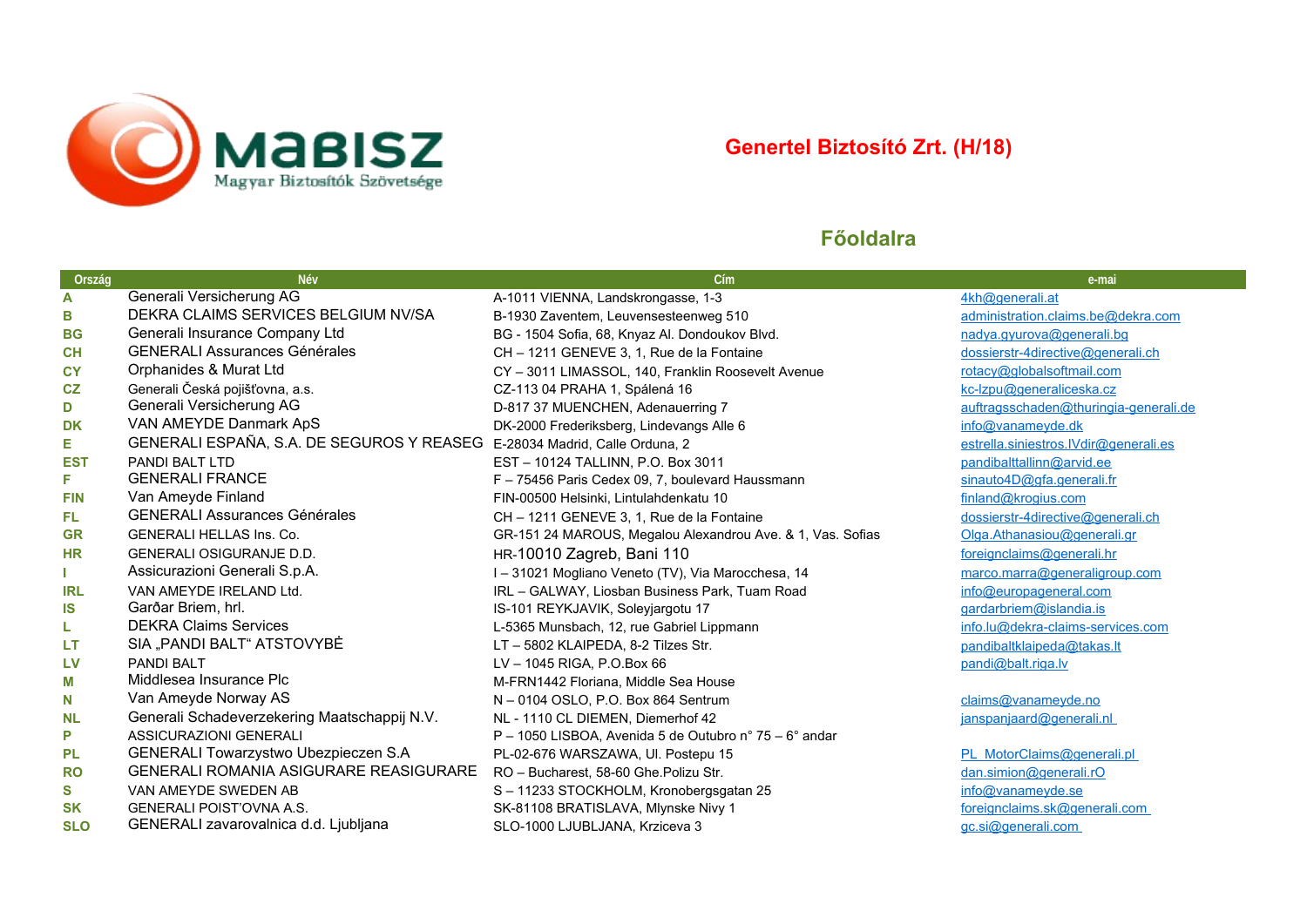MaBISZ

Magyar Biztosítók Szövetsége

## Genertel Biztosító Zrt. (H/18)

### Főoldalra

| Ország | Név | Cím | e-mai |
|---|---|---|---|
| A | Generali Versicherung AG | A-1011 VIENNA, Landskrongasse, 1-3 | 4kh@generali.at |
| B | DEKRA CLAIMS SERVICES BELGIUM NV/SA | B-1930 Zaventem, Leuvensesteenweg 510 | administration.claims.be@dekra.com |
| BG | Generali Insurance Company Ltd | BG - 1504 Sofia, 68, Knyaz Al. Dondoukov Blvd. | nadya.gyurova@generali.bg |
| CH | GENERALI Assurances Générales | CH – 1211 GENEVE 3, 1, Rue de la Fontaine | dossierstr-4directive@generali.ch |
| CY | Orphanides & Murat Ltd | CY – 3011 LIMASSOL, 140, Franklin Roosevelt Avenue | rotacy@globalsoftmail.com |
| CZ | Generali Česká pojišťovna, a.s. | CZ-113 04 PRAHA 1, Spálená 16 | kc-lzpu@generaliceska.cz |
| D | Generali Versicherung AG | D-817 37 MUENCHEN, Adenauerring 7 | auftragsschaden@thuringia-generali.de |
| DK | VAN AMEYDE Danmark ApS | DK-2000 Frederiksberg, Lindevangs Alle 6 | info@vanameyde.dk |
| E | GENERALI ESPAÑA, S.A. DE SEGUROS Y REASEG | E-28034 Madrid, Calle Orduna, 2 | estrella.siniestros.IVdir@generali.es |
| EST | PANDI BALT LTD | EST – 10124 TALLINN, P.O. Box 3011 | pandibalttallinn@arvid.ee |
| F | GENERALI FRANCE | F – 75456 Paris Cedex 09, 7, boulevard Haussmann | sinauto4D@gfa.generali.fr |
| FIN | Van Ameyde Finland | FIN-00500 Helsinki, Lintulahdenkatu 10 | finland@krogius.com |
| FL | GENERALI Assurances Générales | CH – 1211 GENEVE 3, 1, Rue de la Fontaine | dossierstr-4directive@generali.ch |
| GR | GENERALI HELLAS Ins. Co. | GR-151 24 MAROUS, Megalou Alexandrou Ave. & 1, Vas. Sofias | Olga.Athanasiou@generali.gr |
| HR | GENERALI OSIGURANJE D.D. | HR-10010 Zagreb, Bani 110 | foreignclaims@generali.hr |
| I | Assicurazioni Generali S.p.A. | I – 31021 Mogliano Veneto (TV), Via Marocchesa, 14 | marco.marra@generaligroup.com |
| IRL | VAN AMEYDE IRELAND Ltd. | IRL – GALWAY, Liosban Business Park, Tuam Road | info@europageneral.com |
| IS | Garðar Briem, hrl. | IS-101 REYKJAVIK, Soleyjargotu 17 | gardarbriem@islandia.is |
| L | DEKRA Claims Services | L-5365 Munsbach, 12, rue Gabriel Lippmann | info.lu@dekra-claims-services.com |
| LT | SIA „PANDI BALT" ATSTOVYBĖ | LT – 5802 KLAIPEDA, 8-2 Tilzes Str. | pandibaltklaipeda@takas.lt |
| LV | PANDI BALT | LV – 1045 RIGA, P.O.Box 66 | pandi@balt.riga.lv |
| M | Middlesea Insurance Plc | M-FRN1442 Floriana, Middle Sea House | |
| N | Van Ameyde Norway AS | N – 0104 OSLO, P.O. Box 864 Sentrum | claims@vanameyde.no |
| NL | Generali Schadeverzekering Maatschappij N.V. | NL - 1110 CL DIEMEN, Diemerhof 42 | janspanjaard@generali.nl |
| P | ASSICURAZIONI GENERALI | P – 1050 LISBOA, Avenida 5 de Outubro n° 75 – 6° andar | |
| PL | GENERALI Towarzystwo Ubezpieczen S.A | PL-02-676 WARSZAWA, Ul. Postepu 15 | PL_MotorClaims@generali.pl |
| RO | GENERALI ROMANIA ASIGURARE REASIGURARE | RO – Bucharest, 58-60 Ghe.Polizu Str. | dan.simion@generali.rO |
| S | VAN AMEYDE SWEDEN AB | S – 11233 STOCKHOLM, Kronobergsgatan 25 | info@vanameyde.se |
| SK | GENERALI POIST'OVNA A.S. | SK-81108 BRATISLAVA, Mlynske Nivy 1 | foreignclaims.sk@generali.com |
| SLO | GENERALI zavarovalnica d.d. Ljubljana | SLO-1000 LJUBLJANA, Krziceva 3 | gc.si@generali.com |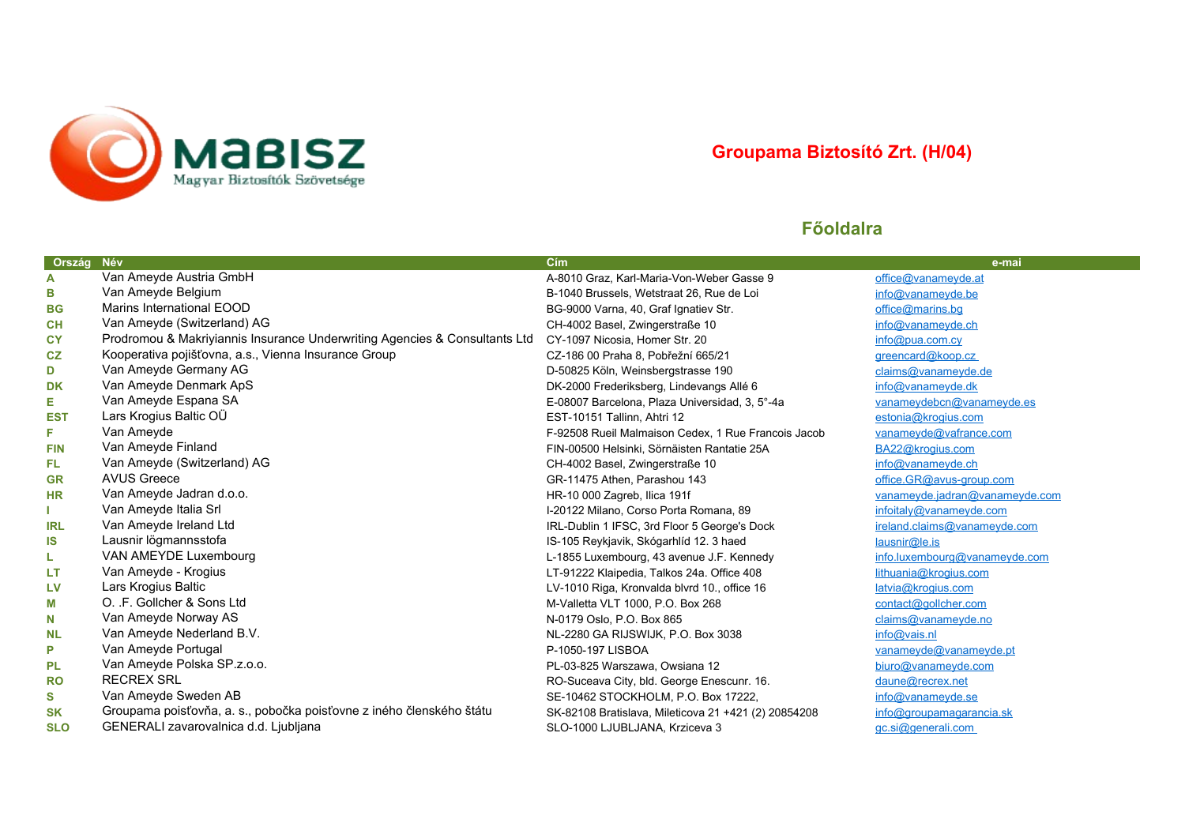MABISZ
Magyar Biztosítók Szövetsége

## Groupama Biztosító Zrt. (H/04)

### Főoldalra

| Ország | Név | Cím | e-mai |
|---|---|---|---|
| A | Van Ameyde Austria GmbH | A-8010 Graz, Karl-Maria-Von-Weber Gasse 9 | office@vanameyde.at |
| B | Van Ameyde Belgium | B-1040 Brussels, Wetstraat 26, Rue de Loi | info@vanameyde.be |
| BG | Marins International EOOD | BG-9000 Varna, 40, Graf Ignatiev Str. | office@marins.bg |
| CH | Van Ameyde (Switzerland) AG | CH-4002 Basel, Zwingerstraße 10 | info@vanameyde.ch |
| CY | Prodromou & Makriyiannis Insurance Underwriting Agencies & Consultants Ltd | CY-1097 Nicosia, Homer Str. 20 | info@pua.com.cy |
| CZ | Kooperativa pojišťovna, a.s., Vienna Insurance Group | CZ-186 00 Praha 8, Pobřežní 665/21 | greencard@koop.cz |
| D | Van Ameyde Germany AG | D-50825 Köln, Weinsbergstrasse 190 | claims@vanameyde.de |
| DK | Van Ameyde Denmark ApS | DK-2000 Frederiksberg, Lindevangs Allé 6 | info@vanameyde.dk |
| E | Van Ameyde Espana SA | E-08007 Barcelona, Plaza Universidad, 3, 5°-4a | vanameydebcn@vanameyde.es |
| EST | Lars Krogius Baltic OÜ | EST-10151 Tallinn, Ahtri 12 | estonia@krogius.com |
| F | Van Ameyde | F-92508 Rueil Malmaison Cedex, 1 Rue Francois Jacob | vanameyde@vafrance.com |
| FIN | Van Ameyde Finland | FIN-00500 Helsinki, Sörnäisten Rantatie 25A | BA22@krogius.com |
| FL | Van Ameyde (Switzerland) AG | CH-4002 Basel, Zwingerstraße 10 | info@vanameyde.ch |
| GR | AVUS Greece | GR-11475 Athen, Parashou 143 | office.GR@avus-group.com |
| HR | Van Ameyde Jadran d.o.o. | HR-10 000 Zagreb, Ilica 191f | vanameyde.jadran@vanameyde.com |
| I | Van Ameyde Italia Srl | I-20122 Milano, Corso Porta Romana, 89 | infoitaly@vanameyde.com |
| IRL | Van Ameyde Ireland Ltd | IRL-Dublin 1 IFSC, 3rd Floor 5 George's Dock | ireland.claims@vanameyde.com |
| IS | Lausnir lögmannsstofa | IS-105 Reykjavik, Skógarhlíd 12. 3 haed | lausnir@le.is |
| L | VAN AMEYDE Luxembourg | L-1855 Luxembourg, 43 avenue J.F. Kennedy | info.luxembourg@vanameyde.com |
| LT | Van Ameyde - Krogius | LT-91222 Klaipedia, Talkos 24a. Office 408 | lithuania@krogius.com |
| LV | Lars Krogius Baltic | LV-1010 Riga, Kronvalda blvrd 10., office 16 | latvia@krogius.com |
| M | O. .F. Gollcher & Sons Ltd | M-Valletta VLT 1000, P.O. Box 268 | contact@gollcher.com |
| N | Van Ameyde Norway AS | N-0179 Oslo, P.O. Box 865 | claims@vanameyde.no |
| NL | Van Ameyde Nederland B.V. | NL-2280 GA RIJSWIJK, P.O. Box 3038 | info@vais.nl |
| P | Van Ameyde Portugal | P-1050-197 LISBOA | vanameyde@vanameyde.pt |
| PL | Van Ameyde Polska SP.z.o.o. | PL-03-825 Warszawa, Owsiana 12 | biuro@vanameyde.com |
| RO | RECREX SRL | RO-Suceava City, bld. George Enescunr. 16. | daune@recrex.net |
| S | Van Ameyde Sweden AB | SE-10462 STOCKHOLM, P.O. Box 17222, | info@vanameyde.se |
| SK | Groupama poisťovňa, a. s., pobočka poisťovne z iného členského štátu | SK-82108 Bratislava, Mileticova 21 +421 (2) 20854208 | info@groupamagarancia.sk |
| SLO | GENERALI zavarovalnica d.d. Ljubljana | SLO-1000 LJUBLJANA, Krziceva 3 | gc.si@generali.com |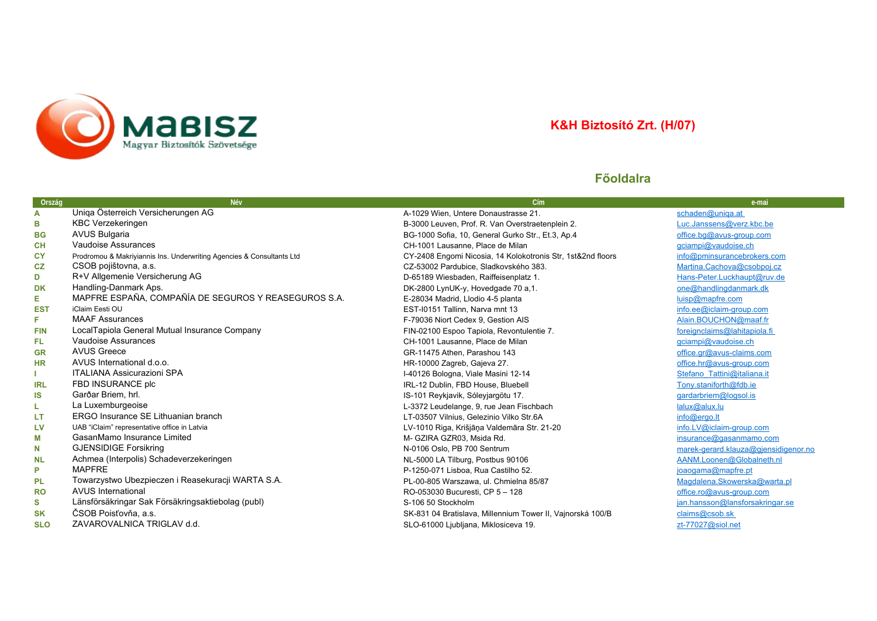MABISZ
Magyar Biztosítók Szövetsége

## K&H Biztosító Zrt. (H/07)

### Főoldalra

| Ország | Név | Cím | e-mai |
|---|---|---|---|
| A | Uniqa Österreich Versicherungen AG | A-1029 Wien, Untere Donaustrasse 21. | schaden@uniqa.at |
| B | KBC Verzekeringen | B-3000 Leuven, Prof. R. Van Overstraetenplein 2. | Luc.Janssens@verz.kbc.be |
| BG | AVUS Bulgaria | BG-1000 Sofia, 10, General Gurko Str., Et.3, Ap.4 | office.bg@avus-group.com |
| CH | Vaudoise Assurances | CH-1001 Lausanne, Place de Milan | gciampi@vaudoise.ch |
| CY | Prodromou & Makriyiannis Ins. Underwriting Agencies & Consultants Ltd | CY-2408 Engomi Nicosia, 14 Kolokotronis Str, 1st&2nd floors | info@pminsurancebrokers.com |
| CZ | CSOB pojištovna, a.s. | CZ-53002 Pardubice, Sladkovského 383. | Martina.Cachova@csobpoj.cz |
| D | R+V Allgemenie Versicherung AG | D-65189 Wiesbaden, Raiffeisenplatz 1. | Hans-Peter.Luckhaupt@ruv.de |
| DK | Handling-Danmark Aps. | DK-2800 LynUK-y, Hovedgade 70 a,1. | one@handlingdanmark.dk |
| E | MAPFRE ESPAÑA, COMPAÑÍA DE SEGUROS Y REASEGUROS S.A. | E-28034 Madrid, Llodio 4-5 planta | luisp@mapfre.com |
| EST | iClaim Eesti OU | EST-I0151 Tallinn, Narva mnt 13 | info.ee@iclaim-group.com |
| F | MAAF Assurances | F-79036 Niort Cedex 9, Gestion AIS | Alain.BOUCHON@maaf.fr |
| FIN | LocalTapiola General Mutual Insurance Company | FIN-02100 Espoo Tapiola, Revontulentie 7. | foreignclaims@lahitapiola.fi |
| FL | Vaudoise Assurances | CH-1001 Lausanne, Place de Milan | gciampi@vaudoise.ch |
| GR | AVUS Greece | GR-11475 Athen, Parashou 143 | office.gr@avus-claims.com |
| HR | AVUS International d.o.o. | HR-10000 Zagreb, Gajeva 27. | office.hr@avus-group.com |
| I | ITALIANA Assicurazioni SPA | I-40126 Bologna, Viale Masini 12-14 | Stefano_Tattini@italiana.it |
| IRL | FBD INSURANCE plc | IRL-12 Dublin, FBD House, Bluebell | Tony.staniforth@fdb.ie |
| IS | Garðar Briem, hrl. | IS-101 Reykjavik, Sóleyjargötu 17. | gardarbriem@logsol.is |
| L | La Luxemburgeoise | L-3372 Leudelange, 9, rue Jean Fischbach | lalux@alux.lu |
| LT | ERGO Insurance SE Lithuanian branch | LT-03507 Vilnius, Gelezinio Vilko Str.6A | info@ergo.lt |
| LV | UAB "iClaim" representative office in Latvia | LV-1010 Riga, Krišjāņa Valdemāra Str. 21-20 | info.LV@iclaim-group.com |
| M | GasanMamo Insurance Limited | M- GZIRA GZR03, Msida Rd. | insurance@gasanmamo.com |
| N | GJENSIDIGE Forsikring | N-0106 Oslo, PB 700 Sentrum | marek-gerard.klauza@gjensidigenor.no |
| NL | Achmea (Interpolis) Schadeverzekeringen | NL-5000 LA Tilburg, Postbus 90106 | AANM.Loonen@Globalneth.nl |
| P | MAPFRE | P-1250-071 Lisboa, Rua Castilho 52. | joaogama@mapfre.pt |
| PL | Towarzystwo Ubezpieczen i Reasekuracji WARTA S.A. | PL-00-805 Warszawa, ul. Chmielna 85/87 | Magdalena.Skowerska@warta.pl |
| RO | AVUS International | RO-053030 Bucuresti, CP 5 – 128 | office.ro@avus-group.com |
| S | Länsförsäkringar Sak Försäkringsaktiebolag (publ) | S-106 50 Stockholm | jan.hansson@lansforsakringar.se |
| SK | ČSOB Poisťovňa, a.s. | SK-831 04 Bratislava, Millennium Tower II, Vajnorská 100/B | claims@csob.sk |
| SLO | ZAVAROVALNICA TRIGLAV d.d. | SLO-61000 Ljubljana, Miklosiceva 19. | zt-77027@siol.net |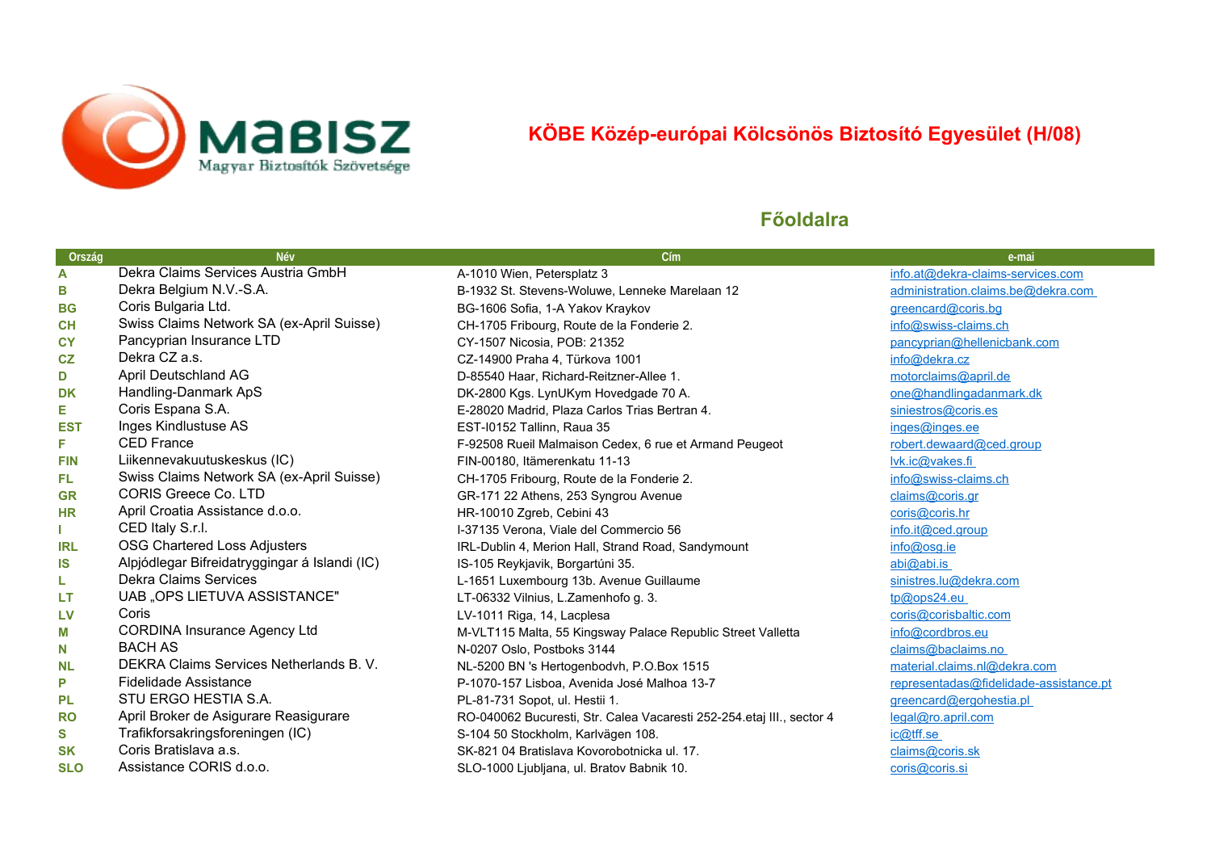MABISZ Magyar Biztosítók Szövetsége

# KÖBE Közép-európai Kölcsönös Biztosító Egyesület (H/08)

## Főoldalra

| Ország | Név | Cím | e-mai |
|---|---|---|---|
| A | Dekra Claims Services Austria GmbH | A-1010 Wien, Petersplatz 3 | info.at@dekra-claims-services.com |
| B | Dekra Belgium N.V.-S.A. | B-1932 St. Stevens-Woluwe, Lenneke Marelaan 12 | administration.claims.be@dekra.com |
| BG | Coris Bulgaria Ltd. | BG-1606 Sofia, 1-A Yakov Kraykov | greencard@coris.bg |
| CH | Swiss Claims Network SA (ex-April Suisse) | CH-1705 Fribourg, Route de la Fonderie 2. | info@swiss-claims.ch |
| CY | Pancyprian Insurance LTD | CY-1507 Nicosia, POB: 21352 | pancyprian@hellenicbank.com |
| CZ | Dekra CZ a.s. | CZ-14900 Praha 4, Türkova 1001 | info@dekra.cz |
| D | April Deutschland AG | D-85540 Haar, Richard-Reitzner-Allee 1. | motorclaims@april.de |
| DK | Handling-Danmark ApS | DK-2800 Kgs. LynUKym Hovedgade 70 A. | one@handlingadanmark.dk |
| E | Coris Espana S.A. | E-28020 Madrid, Plaza Carlos Trias Bertran 4. | siniestros@coris.es |
| EST | Inges Kindlustuse AS | EST-I0152 Tallinn, Raua 35 | inges@inges.ee |
| F | CED France | F-92508 Rueil Malmaison Cedex, 6 rue et Armand Peugeot | robert.dewaard@ced.group |
| FIN | Liikennevakuutuskeskus (IC) | FIN-00180, Itämerenkatu 11-13 | lvk.ic@vakes.fi |
| FL | Swiss Claims Network SA (ex-April Suisse) | CH-1705 Fribourg, Route de la Fonderie 2. | info@swiss-claims.ch |
| GR | CORIS Greece Co. LTD | GR-171 22 Athens, 253 Syngrou Avenue | claims@coris.gr |
| HR | April Croatia Assistance d.o.o. | HR-10010 Zgreb, Cebini 43 | coris@coris.hr |
| I | CED Italy S.r.l. | I-37135 Verona, Viale del Commercio 56 | info.it@ced.group |
| IRL | OSG Chartered Loss Adjusters | IRL-Dublin 4, Merion Hall, Strand Road, Sandymount | info@osg.ie |
| IS | Alpjódlegar Bifreidatryggingar á Islandi (IC) | IS-105 Reykjavik, Borgartúni 35. | abi@abi.is |
| L | Dekra Claims Services | L-1651 Luxembourg 13b. Avenue Guillaume | sinistres.lu@dekra.com |
| LT | UAB „OPS LIETUVA ASSISTANCE" | LT-06332 Vilnius, L.Zamenhofo g. 3. | tp@ops24.eu |
| LV | Coris | LV-1011 Riga, 14, Lacplesa | coris@corisbaltic.com |
| M | CORDINA Insurance Agency Ltd | M-VLT115 Malta, 55 Kingsway Palace Republic Street Valletta | info@cordbros.eu |
| N | BACH AS | N-0207 Oslo, Postboks 3144 | claims@baclaims.no |
| NL | DEKRA Claims Services Netherlands B. V. | NL-5200 BN 's Hertogenbodvh, P.O.Box 1515 | material.claims.nl@dekra.com |
| P | Fidelidade Assistance | P-1070-157 Lisboa, Avenida José Malhoa 13-7 | representadas@fidelidade-assistance.pt |
| PL | STU ERGO HESTIA S.A. | PL-81-731 Sopot, ul. Hestii 1. | greencard@ergohestia.pl |
| RO | April Broker de Asigurare Reasigurare | RO-040062 Bucuresti, Str. Calea Vacaresti 252-254.etaj III., sector 4 | legal@ro.april.com |
| S | Trafikforsakringsforeningen (IC) | S-104 50 Stockholm, Karlvägen 108. | ic@tff.se |
| SK | Coris Bratislava a.s. | SK-821 04 Bratislava Kovorobotnicka ul. 17. | claims@coris.sk |
| SLO | Assistance CORIS d.o.o. | SLO-1000 Ljubljana, ul. Bratov Babnik 10. | coris@coris.si |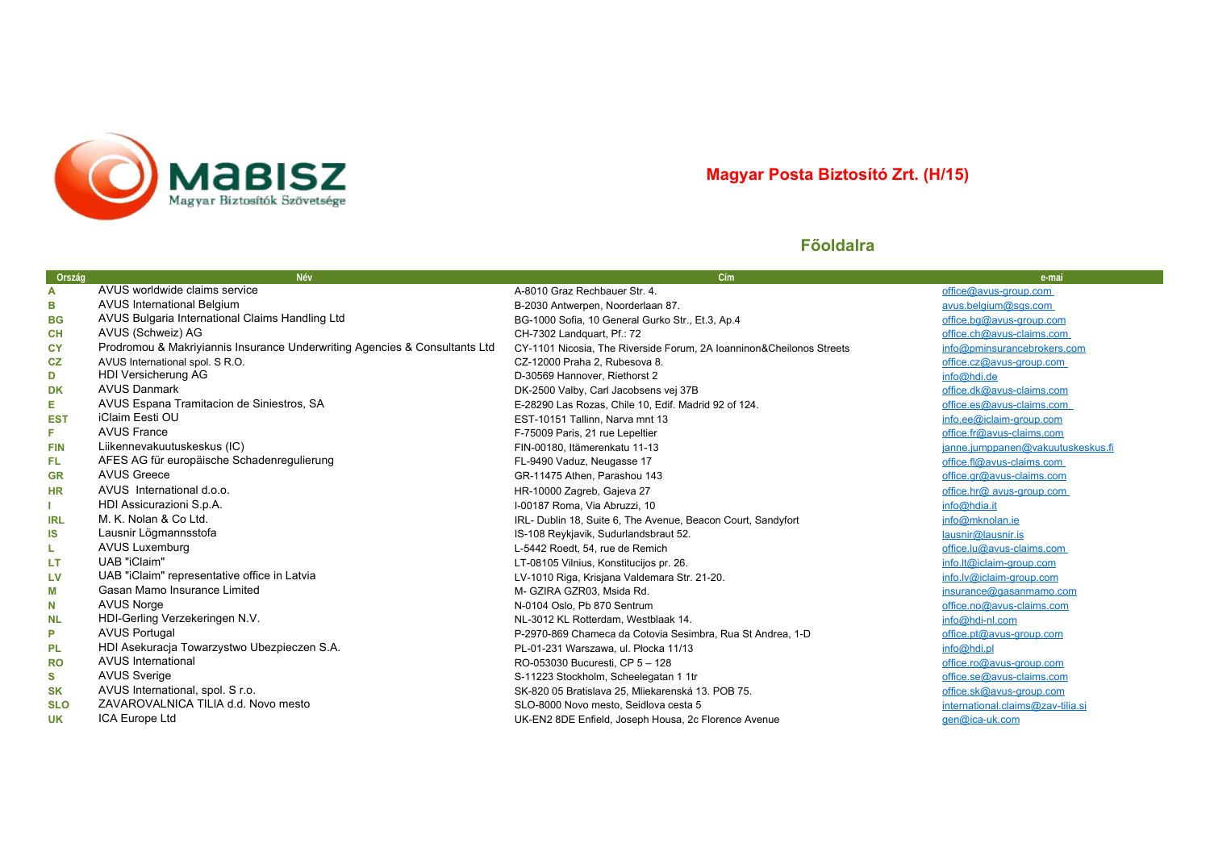MaBISZ
Magyar Biztosítók Szövetsége

## Magyar Posta Biztosító Zrt. (H/15)

### Főoldalra

| Ország | Név | Cím | e-mai |
|---|---|---|---|
| A | AVUS worldwide claims service | A-8010 Graz Rechbauer Str. 4. | office@avus-group.com |
| B | AVUS International Belgium | B-2030 Antwerpen, Noorderlaan 87. | avus.belgium@sgs.com |
| BG | AVUS Bulgaria International Claims Handling Ltd | BG-1000 Sofia, 10 General Gurko Str., Et.3, Ap.4 | office.bg@avus-group.com |
| CH | AVUS (Schweiz) AG | CH-7302 Landquart, Pf.: 72 | office.ch@avus-claims.com |
| CY | Prodromou & Makriyiannis Insurance Underwriting Agencies & Consultants Ltd | CY-1101 Nicosia, The Riverside Forum, 2A Ioanninon&Cheilonos Streets | info@pminsurancebrokers.com |
| CZ | AVUS International spol. S R.O. | CZ-12000 Praha 2, Rubesova 8. | office.cz@avus-group.com |
| D | HDI Versicherung AG | D-30569 Hannover, Riethorst 2 | info@hdi.de |
| DK | AVUS Danmark | DK-2500 Valby, Carl Jacobsens vej 37B | office.dk@avus-claims.com |
| E | AVUS Espana Tramitacion de Siniestros, SA | E-28290 Las Rozas, Chile 10, Edif. Madrid 92 of 124. | office.es@avus-claims.com |
| EST | iClaim Eesti OU | EST-10151 Tallinn, Narva mnt 13 | info.ee@iclaim-group.com |
| F | AVUS France | F-75009 Paris, 21 rue Lepeltier | office.fr@avus-claims.com |
| FIN | Liikennevakuutuskeskus (IC) | FIN-00180, Itämerenkatu 11-13 | janne.jumppanen@vakuutuskeskus.fi |
| FL | AFES AG für europäische Schadenregulierung | FL-9490 Vaduz, Neugasse 17 | office.fl@avus-claims.com |
| GR | AVUS Greece | GR-11475 Athen, Parashou 143 | office.gr@avus-claims.com |
| HR | AVUS International d.o.o. | HR-10000 Zagreb, Gajeva 27 | office.hr@ avus-group.com |
| I | HDI Assicurazioni S.p.A. | I-00187 Roma, Via Abruzzi, 10 | info@hdia.it |
| IRL | M. K. Nolan & Co Ltd. | IRL- Dublin 18, Suite 6, The Avenue, Beacon Court, Sandyfort | info@mknolan.ie |
| IS | Lausnir Lögmannsstofa | IS-108 Reykjavik, Sudurlandsbraut 52. | lausnir@lausnir.is |
| L | AVUS Luxemburg | L-5442 Roedt, 54, rue de Remich | office.lu@avus-claims.com |
| LT | UAB "iClaim" | LT-08105 Vilnius, Konstitucijos pr. 26. | info.lt@iclaim-group.com |
| LV | UAB "iClaim" representative office in Latvia | LV-1010 Riga, Krisjana Valdemara Str. 21-20. | info.lv@iclaim-group.com |
| M | Gasan Mamo Insurance Limited | M- GZIRA GZR03, Msida Rd. | insurance@gasanmamo.com |
| N | AVUS Norge | N-0104 Oslo, Pb 870 Sentrum | office.no@avus-claims.com |
| NL | HDI-Gerling Verzekeringen N.V. | NL-3012 KL Rotterdam, Westblaak 14. | info@hdi-nl.com |
| P | AVUS Portugal | P-2970-869 Chameca da Cotovia Sesimbra, Rua St Andrea, 1-D | office.pt@avus-group.com |
| PL | HDI Asekuracja Towarzystwo Ubezpieczen S.A. | PL-01-231 Warszawa, ul. Plocka 11/13 | info@hdi.pl |
| RO | AVUS International | RO-053030 Bucuresti, CP 5 – 128 | office.ro@avus-group.com |
| S | AVUS Sverige | S-11223 Stockholm, Scheelegatan 1 1tr | office.se@avus-claims.com |
| SK | AVUS International, spol. S r.o. | SK-820 05 Bratislava 25, Mliekarenská 13. POB 75. | office.sk@avus-group.com |
| SLO | ZAVAROVALNICA TILIA d.d. Novo mesto | SLO-8000 Novo mesto, Seidlova cesta 5 | international.claims@zav-tilia.si |
| UK | ICA Europe Ltd | UK-EN2 8DE Enfield, Joseph Housa, 2c Florence Avenue | gen@ica-uk.com |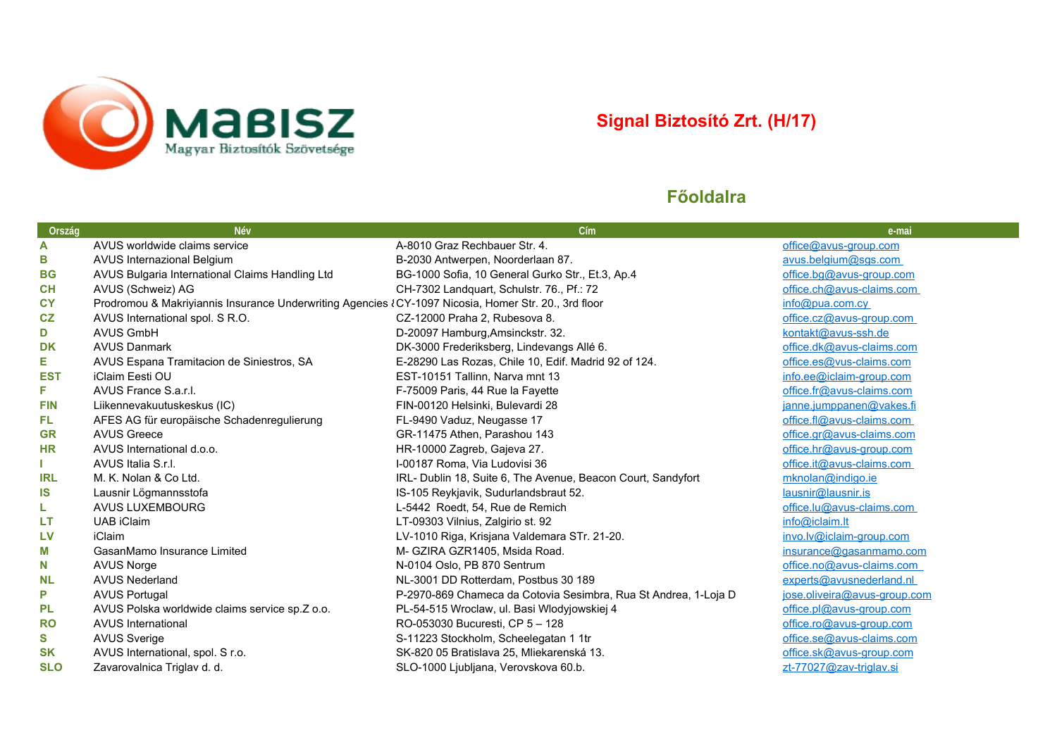MaBISZ
Magyar Biztosítók Szövetsége

## Signal Biztosító Zrt. (H/17)

## Főoldalra

| Ország | Név | Cím | e-mai |
|---|---|---|---|
| A | AVUS worldwide claims service | A-8010 Graz Rechbauer Str. 4. | office@avus-group.com |
| B | AVUS Internazional Belgium | B-2030 Antwerpen, Noorderlaan 87. | avus.belgium@sgs.com |
| BG | AVUS Bulgaria International Claims Handling Ltd | BG-1000 Sofia, 10 General Gurko Str., Et.3, Ap.4 | office.bg@avus-group.com |
| CH | AVUS (Schweiz) AG | CH-7302 Landquart, Schulstr. 76., Pf.: 72 | office.ch@avus-claims.com |
| CY | Prodromou & Makriyiannis Insurance Underwriting Agencies ( | CY-1097 Nicosia, Homer Str. 20., 3rd floor | info@pua.com.cy |
| CZ | AVUS International spol. S R.O. | CZ-12000 Praha 2, Rubesova 8. | office.cz@avus-group.com |
| D | AVUS GmbH | D-20097 Hamburg,Amsinckstr. 32. | kontakt@avus-ssh.de |
| DK | AVUS Danmark | DK-3000 Frederiksberg, Lindevangs Allé 6. | office.dk@avus-claims.com |
| E | AVUS Espana Tramitacion de Siniestros, SA | E-28290 Las Rozas, Chile 10, Edif. Madrid 92 of 124. | office.es@vus-claims.com |
| EST | iClaim Eesti OU | EST-10151 Tallinn, Narva mnt 13 | info.ee@iclaim-group.com |
| F | AVUS France S.a.r.l. | F-75009 Paris, 44 Rue la Fayette | office.fr@avus-claims.com |
| FIN | Liikennevakuutuskeskus (IC) | FIN-00120 Helsinki, Bulevardi 28 | janne.jumppanen@vakes.fi |
| FL | AFES AG für europäische Schadenregulierung | FL-9490 Vaduz, Neugasse 17 | office.fl@avus-claims.com |
| GR | AVUS Greece | GR-11475 Athen, Parashou 143 | office.gr@avus-claims.com |
| HR | AVUS International d.o.o. | HR-10000 Zagreb, Gajeva 27. | office.hr@avus-group.com |
| I | AVUS Italia S.r.l. | I-00187 Roma, Via Ludovisi 36 | office.it@avus-claims.com |
| IRL | M. K. Nolan & Co Ltd. | IRL- Dublin 18, Suite 6, The Avenue, Beacon Court, Sandyfort | mknolan@indigo.ie |
| IS | Lausnir Lögmannsstofa | IS-105 Reykjavik, Sudurlandsbraut 52. | lausnir@lausnir.is |
| L | AVUS LUXEMBOURG | L-5442 Roedt, 54, Rue de Remich | office.lu@avus-claims.com |
| LT | UAB iClaim | LT-09303 Vilnius, Zalgirio st. 92 | info@iclaim.lt |
| LV | iClaim | LV-1010 Riga, Krisjana Valdemara STr. 21-20. | invo.lv@iclaim-group.com |
| M | GasanMamo Insurance Limited | M- GZIRA GZR1405, Msida Road. | insurance@gasanmamo.com |
| N | AVUS Norge | N-0104 Oslo, PB 870 Sentrum | office.no@avus-claims.com |
| NL | AVUS Nederland | NL-3001 DD Rotterdam, Postbus 30 189 | experts@avusnederland.nl |
| P | AVUS Portugal | P-2970-869 Chameca da Cotovia Sesimbra, Rua St Andrea, 1-Loja D | jose.oliveira@avus-group.com |
| PL | AVUS Polska worldwide claims service sp.Z o.o. | PL-54-515 Wroclaw, ul. Basi Wlodyjowskiej 4 | office.pl@avus-group.com |
| RO | AVUS International | RO-053030 Bucuresti, CP 5 – 128 | office.ro@avus-group.com |
| S | AVUS Sverige | S-11223 Stockholm, Scheelegatan 1 1tr | office.se@avus-claims.com |
| SK | AVUS International, spol. S r.o. | SK-820 05 Bratislava 25, Mliekarenská 13. | office.sk@avus-group.com |
| SLO | Zavarovalnica Triglav d. d. | SLO-1000 Ljubljana, Verovskova 60.b. | zt-77027@zav-triglav.si |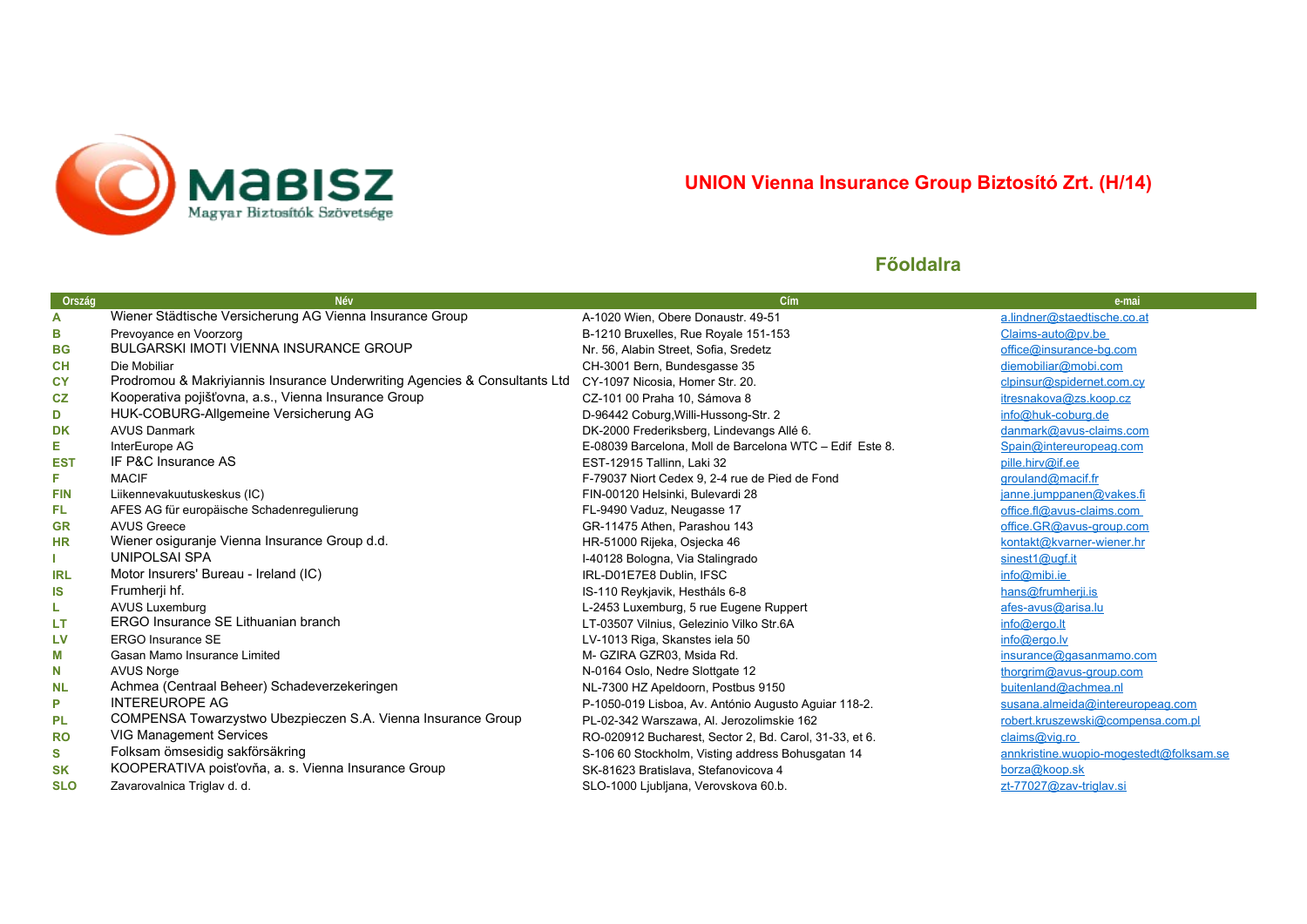MABISZ Magyar Biztosítók Szövetsége

## UNION Vienna Insurance Group Biztosító Zrt. (H/14)

### Főoldalra

| Ország | Név | Cím | e-mai |
|---|---|---|---|
| A | Wiener Städtische Versicherung AG Vienna Insurance Group | A-1020 Wien, Obere Donaustr. 49-51 | a.lindner@staedtische.co.at |
| B | Prevoyance en Voorzorg | B-1210 Bruxelles, Rue Royale 151-153 | Claims-auto@pv.be |
| BG | BULGARSKI IMOTI VIENNA INSURANCE GROUP | Nr. 56, Alabin Street, Sofia, Sredetz | office@insurance-bg.com |
| CH | Die Mobiliar | CH-3001 Bern, Bundesgasse 35 | diemobiliar@mobi.com |
| CY | Prodromou & Makriyiannis Insurance Underwriting Agencies & Consultants Ltd | CY-1097 Nicosia, Homer Str. 20. | clpinsur@spidernet.com.cy |
| CZ | Kooperativa pojišťovna, a.s., Vienna Insurance Group | CZ-101 00 Praha 10, Sámova 8 | itresnakova@zs.koop.cz |
| D | HUK-COBURG-Allgemeine Versicherung AG | D-96442 Coburg,Willi-Hussong-Str. 2 | info@huk-coburg.de |
| DK | AVUS Danmark | DK-2000 Frederiksberg, Lindevangs Allé 6. | danmark@avus-claims.com |
| E | InterEurope AG | E-08039 Barcelona, Moll de Barcelona WTC – Edif Este 8. | Spain@intereuropeag.com |
| EST | IF P&C Insurance AS | EST-12915 Tallinn, Laki 32 | pille.hirv@if.ee |
| F | MACIF | F-79037 Niort Cedex 9, 2-4 rue de Pied de Fond | grouland@macif.fr |
| FIN | Liikennevakuutuskeskus (IC) | FIN-00120 Helsinki, Bulevardi 28 | janne.jumppanen@vakes.fi |
| FL | AFES AG für europäische Schadenregulierung | FL-9490 Vaduz, Neugasse 17 | office.fl@avus-claims.com |
| GR | AVUS Greece | GR-11475 Athen, Parashou 143 | office.GR@avus-group.com |
| HR | Wiener osiguranje Vienna Insurance Group d.d. | HR-51000 Rijeka, Osjecka 46 | kontakt@kvarner-wiener.hr |
| I | UNIPOLSAI SPA | I-40128 Bologna, Via Stalingrado | sinest1@ugf.it |
| IRL | Motor Insurers' Bureau - Ireland (IC) | IRL-D01E7E8 Dublin, IFSC | info@mibi.ie |
| IS | Frumherji hf. | IS-110 Reykjavik, Hestháls 6-8 | hans@frumherji.is |
| L | AVUS Luxemburg | L-2453 Luxemburg, 5 rue Eugene Ruppert | afes-avus@arisa.lu |
| LT | ERGO Insurance SE Lithuanian branch | LT-03507 Vilnius, Gelezinio Vilko Str.6A | info@ergo.lt |
| LV | ERGO Insurance SE | LV-1013 Riga, Skanstes iela 50 | info@ergo.lv |
| M | Gasan Mamo Insurance Limited | M- GZIRA GZR03, Msida Rd. | insurance@gasanmamo.com |
| N | AVUS Norge | N-0164 Oslo, Nedre Slottgate 12 | thorgrim@avus-group.com |
| NL | Achmea (Centraal Beheer) Schadeverzekeringen | NL-7300 HZ Apeldoorn, Postbus 9150 | buitenland@achmea.nl |
| P | INTEREUROPE AG | P-1050-019 Lisboa, Av. António Augusto Aguiar 118-2. | susana.almeida@intereuropeag.com |
| PL | COMPENSA Towarzystwo Ubezpieczen S.A. Vienna Insurance Group | PL-02-342 Warszawa, Al. Jerozolimskie 162 | robert.kruszewski@compensa.com.pl |
| RO | VIG Management Services | RO-020912 Bucharest, Sector 2, Bd. Carol, 31-33, et 6. | claims@vig.ro |
| S | Folksam ömsesidig sakförsäkring | S-106 60 Stockholm, Visting address Bohusgatan 14 | annkristine.wuopio-mogestedt@folksam.se |
| SK | KOOPERATIVA poisťovňa, a. s. Vienna Insurance Group | SK-81623 Bratislava, Stefanovicova 4 | borza@koop.sk |
| SLO | Zavarovalnica Triglav d. d. | SLO-1000 Ljubljana, Verovskova 60.b. | zt-77027@zav-triglav.si |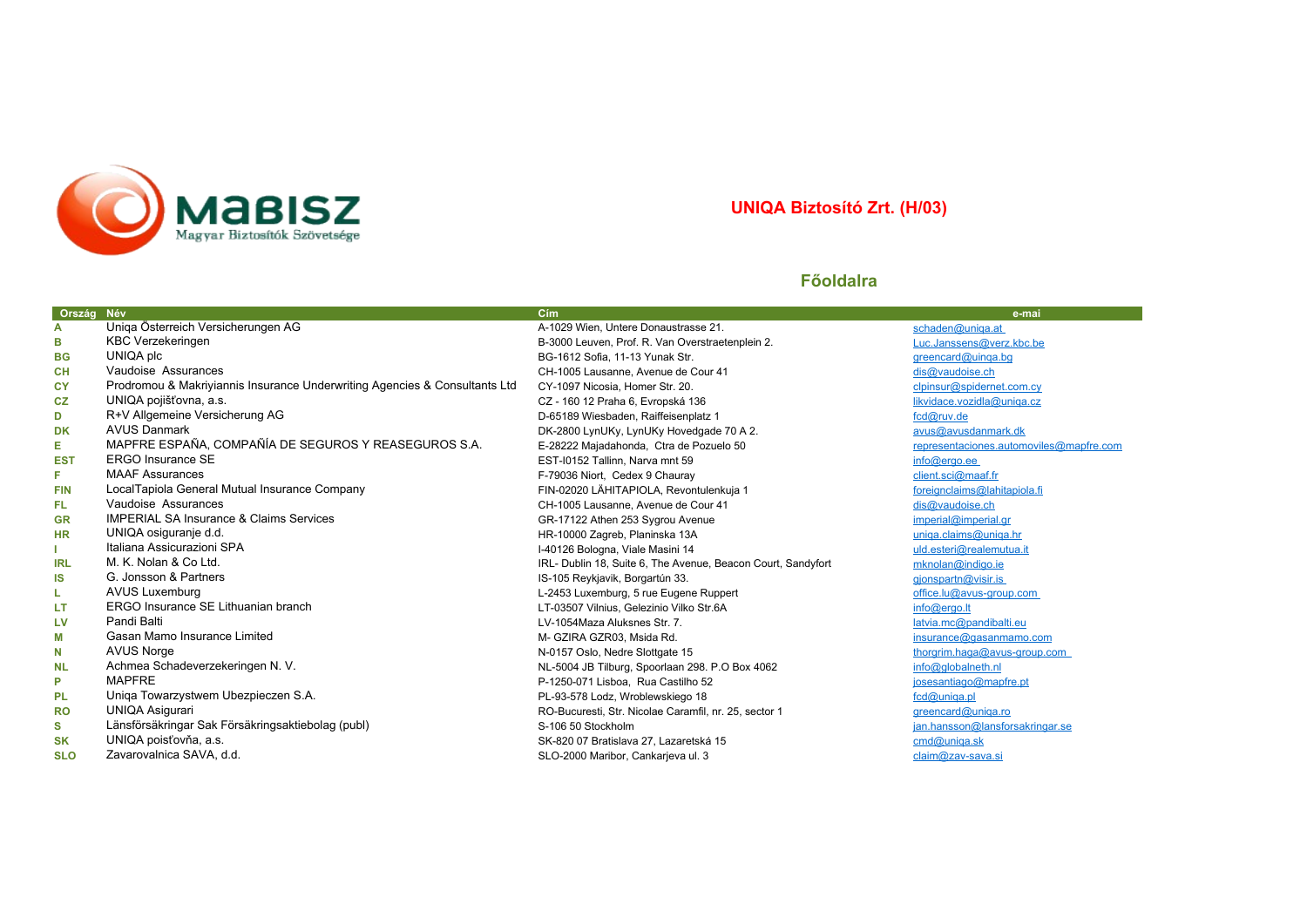MABISZ Magyar Biztosítók Szövetsége

## UNIQA Biztosító Zrt. (H/03)

### Főoldalra

| Ország | Név | Cím | e-mai |
|---|---|---|---|
| A | Uniqa Österreich Versicherungen AG | A-1029 Wien, Untere Donaustrasse 21. | schaden@uniqa.at |
| B | KBC Verzekeringen | B-3000 Leuven, Prof. R. Van Overstraetenplein 2. | Luc.Janssens@verz.kbc.be |
| BG | UNIQA plc | BG-1612 Sofia, 11-13 Yunak Str. | greencard@uinqa.bg |
| CH | Vaudoise Assurances | CH-1005 Lausanne, Avenue de Cour 41 | dis@vaudoise.ch |
| CY | Prodromou & Makriyiannis Insurance Underwriting Agencies & Consultants Ltd | CY-1097 Nicosia, Homer Str. 20. | clpinsur@spidernet.com.cy |
| CZ | UNIQA pojišťovna, a.s. | CZ - 160 12 Praha 6, Evropská 136 | likvidace.vozidla@uniqa.cz |
| D | R+V Allgemeine Versicherung AG | D-65189 Wiesbaden, Raiffeisenplatz 1 | fcd@ruv.de |
| DK | AVUS Danmark | DK-2800 LynUKy, LynUKy Hovedgade 70 A 2. | avus@avusdanmark.dk |
| E | MAPFRE ESPAÑA, COMPAÑÍA DE SEGUROS Y REASEGUROS S.A. | E-28222 Majadahonda, Ctra de Pozuelo 50 | representaciones.automoviles@mapfre.com |
| EST | ERGO Insurance SE | EST-I0152 Tallinn, Narva mnt 59 | info@ergo.ee |
| F | MAAF Assurances | F-79036 Niort, Cedex 9 Chauray | client.sci@maaf.fr |
| FIN | LocalTapiola General Mutual Insurance Company | FIN-02020 LÄHITAPIOLA, Revontulenkuja 1 | foreignclaims@lahitapiola.fi |
| FL | Vaudoise Assurances | CH-1005 Lausanne, Avenue de Cour 41 | dis@vaudoise.ch |
| GR | IMPERIAL SA Insurance & Claims Services | GR-17122 Athen 253 Sygrou Avenue | imperial@imperial.gr |
| HR | UNIQA osiguranje d.d. | HR-10000 Zagreb, Planinska 13A | uniqa.claims@uniqa.hr |
| I | Italiana Assicurazioni SPA | I-40126 Bologna, Viale Masini 14 | uld.esteri@realemutua.it |
| IRL | M. K. Nolan & Co Ltd. | IRL- Dublin 18, Suite 6, The Avenue, Beacon Court, Sandyfort | mknolan@indigo.ie |
| IS | G. Jonsson & Partners | IS-105 Reykjavik, Borgartún 33. | gjonspartn@visir.is |
| L | AVUS Luxemburg | L-2453 Luxemburg, 5 rue Eugene Ruppert | office.lu@avus-group.com |
| LT | ERGO Insurance SE Lithuanian branch | LT-03507 Vilnius, Gelezinio Vilko Str.6A | info@ergo.lt |
| LV | Pandi Balti | LV-1054Maza Aluksnes Str. 7. | latvia.mc@pandibalti.eu |
| M | Gasan Mamo Insurance Limited | M- GZIRA GZR03, Msida Rd. | insurance@gasanmamo.com |
| N | AVUS Norge | N-0157 Oslo, Nedre Slottgate 15 | thorgrim.haga@avus-group.com |
| NL | Achmea Schadeverzekeringen N. V. | NL-5004 JB Tilburg, Spoorlaan 298. P.O Box 4062 | info@globalneth.nl |
| P | MAPFRE | P-1250-071 Lisboa, Rua Castilho 52 | josesantiago@mapfre.pt |
| PL | Uniqa Towarzystwem Ubezpieczen S.A. | PL-93-578 Lodz, Wroblewskiego 18 | fcd@uniqa.pl |
| RO | UNIQA Asigurari | RO-Bucuresti, Str. Nicolae Caramfil, nr. 25, sector 1 | greencard@uniqa.ro |
| S | Länsförsäkringar Sak Försäkringsaktiebolag (publ) | S-106 50 Stockholm | jan.hansson@lansforsakringar.se |
| SK | UNIQA poisťovňa, a.s. | SK-820 07 Bratislava 27, Lazaretská 15 | cmd@uniqa.sk |
| SLO | Zavarovalnica SAVA, d.d. | SLO-2000 Maribor, Cankarjeva ul. 3 | claim@zav-sava.si |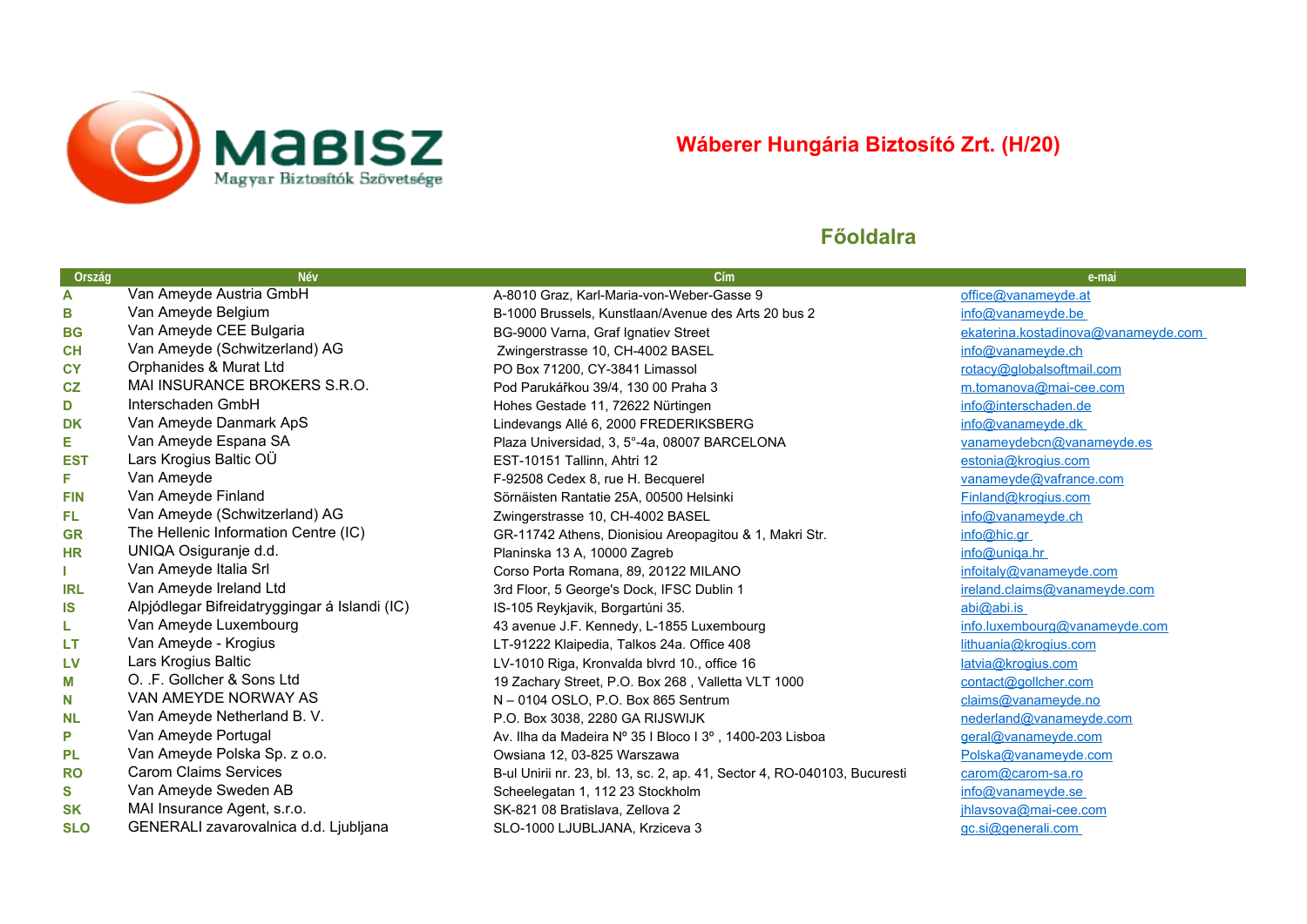MABISZ
Magyar Biztosítók Szövetsége

## Wáberer Hungária Biztosító Zrt. (H/20)

### Főoldalra

| Ország | Név | Cím | e-mai |
|---|---|---|---|
| A | Van Ameyde Austria GmbH | A-8010 Graz, Karl-Maria-von-Weber-Gasse 9 | office@vanameyde.at |
| B | Van Ameyde Belgium | B-1000 Brussels, Kunstlaan/Avenue des Arts 20 bus 2 | info@vanameyde.be |
| BG | Van Ameyde CEE Bulgaria | BG-9000 Varna, Graf Ignatiev Street | ekaterina.kostadinova@vanameyde.com |
| CH | Van Ameyde (Schwitzerland) AG | Zwingerstrasse 10, CH-4002 BASEL | info@vanameyde.ch |
| CY | Orphanides & Murat Ltd | PO Box 71200, CY-3841 Limassol | rotacy@globalsoftmail.com |
| CZ | MAI INSURANCE BROKERS S.R.O. | Pod Parukářkou 39/4, 130 00 Praha 3 | m.tomanova@mai-cee.com |
| D | Interschaden GmbH | Hohes Gestade 11, 72622 Nürtingen | info@interschaden.de |
| DK | Van Ameyde Danmark ApS | Lindevangs Allé 6, 2000 FREDERIKSBERG | info@vanameyde.dk |
| E | Van Ameyde Espana SA | Plaza Universidad, 3, 5°-4a, 08007 BARCELONA | vanameydebcn@vanameyde.es |
| EST | Lars Krogius Baltic OÜ | EST-10151 Tallinn, Ahtri 12 | estonia@krogius.com |
| F | Van Ameyde | F-92508 Cedex 8, rue H. Becquerel | vanameyde@vafrance.com |
| FIN | Van Ameyde Finland | Sörnäisten Rantatie 25A, 00500 Helsinki | Finland@krogius.com |
| FL | Van Ameyde (Schwitzerland) AG | Zwingerstrasse 10, CH-4002 BASEL | info@vanameyde.ch |
| GR | The Hellenic Information Centre (IC) | GR-11742 Athens, Dionisiou Areopagitou & 1, Makri Str. | info@hic.gr |
| HR | UNIQA Osiguranje d.d. | Planinska 13 A, 10000 Zagreb | info@uniqa.hr |
| I | Van Ameyde Italia Srl | Corso Porta Romana, 89, 20122 MILANO | infoitaly@vanameyde.com |
| IRL | Van Ameyde Ireland Ltd | 3rd Floor, 5 George's Dock, IFSC Dublin 1 | ireland.claims@vanameyde.com |
| IS | Alpjódlegar Bifreidatryggingar á Islandi (IC) | IS-105 Reykjavik, Borgartúni 35. | abi@abi.is |
| L | Van Ameyde Luxembourg | 43 avenue J.F. Kennedy, L-1855 Luxembourg | info.luxembourg@vanameyde.com |
| LT | Van Ameyde - Krogius | LT-91222 Klaipedia, Talkos 24a. Office 408 | lithuania@krogius.com |
| LV | Lars Krogius Baltic | LV-1010 Riga, Kronvalda blvrd 10., office 16 | latvia@krogius.com |
| M | O. .F. Gollcher & Sons Ltd | 19 Zachary Street, P.O. Box 268 , Valletta VLT 1000 | contact@gollcher.com |
| N | VAN AMEYDE NORWAY AS | N – 0104 OSLO, P.O. Box 865 Sentrum | claims@vanameyde.no |
| NL | Van Ameyde Netherland B. V. | P.O. Box 3038, 2280 GA RIJSWIJK | nederland@vanameyde.com |
| P | Van Ameyde Portugal | Av. Ilha da Madeira Nº 35 I Bloco I 3º , 1400-203 Lisboa | geral@vanameyde.com |
| PL | Van Ameyde Polska Sp. z o.o. | Owsiana 12, 03-825 Warszawa | Polska@vanameyde.com |
| RO | Carom Claims Services | B-ul Unirii nr. 23, bl. 13, sc. 2, ap. 41, Sector 4, RO-040103, Bucuresti | carom@carom-sa.ro |
| S | Van Ameyde Sweden AB | Scheelegatan 1, 112 23 Stockholm | info@vanameyde.se |
| SK | MAI Insurance Agent, s.r.o. | SK-821 08 Bratislava, Zellova 2 | jhlavsova@mai-cee.com |
| SLO | GENERALI zavarovalnica d.d. Ljubljana | SLO-1000 LJUBLJANA, Krziceva 3 | gc.si@generali.com |